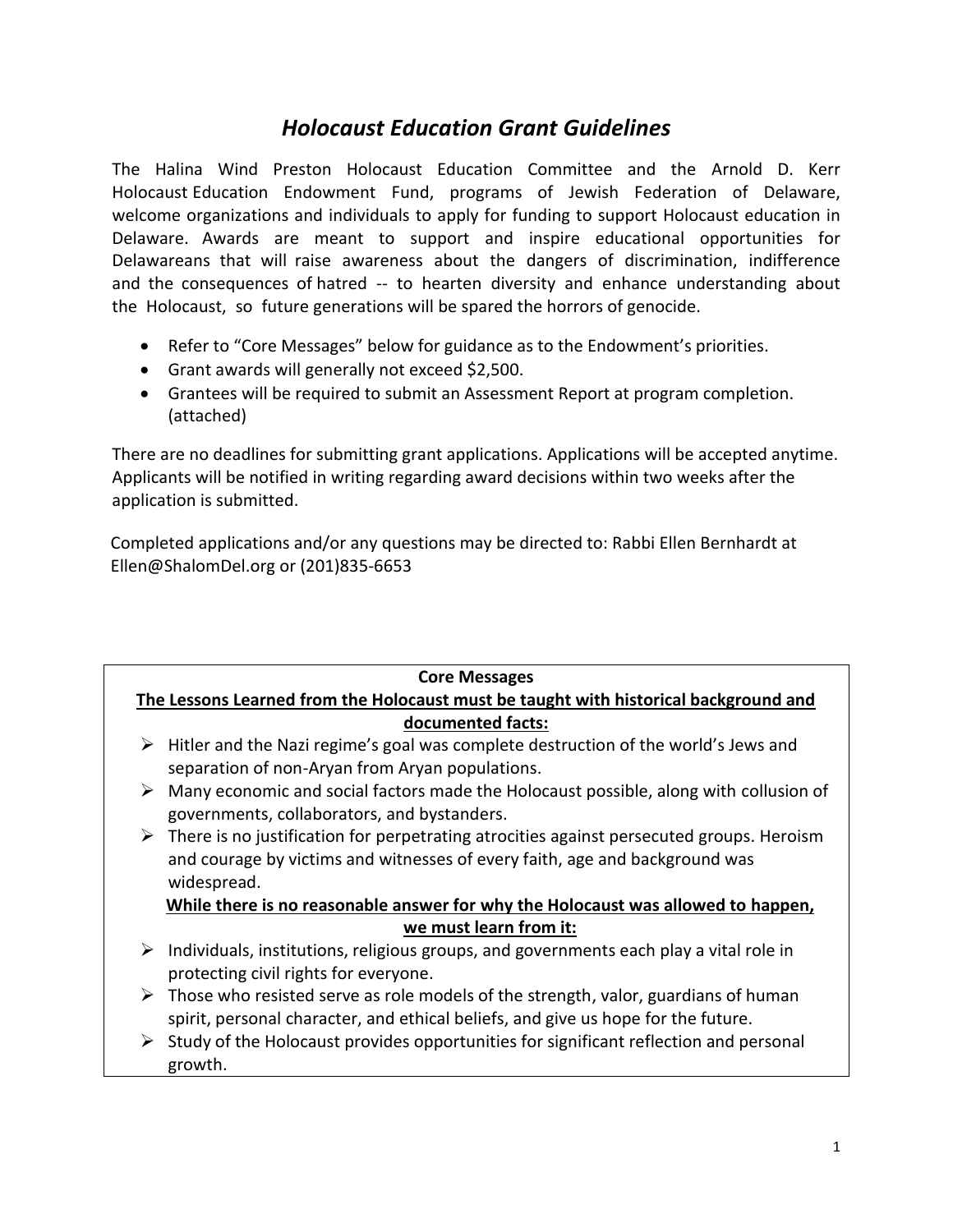# *Holocaust Education Grant Guidelines*

The Halina Wind Preston Holocaust Education Committee and the Arnold D. Kerr Holocaust Education Endowment Fund, programs of Jewish Federation of Delaware, welcome organizations and individuals to apply for funding to support Holocaust education in Delaware. Awards are meant to support and inspire educational opportunities for Delawareans that will raise awareness about the dangers of discrimination, indifference and the consequences of hatred -- to hearten diversity and enhance understanding about the Holocaust, so future generations will be spared the horrors of genocide.

- Refer to "Core Messages" below for guidance as to the Endowment's priorities.
- Grant awards will generally not exceed $2,500.
- Grantees will be required to submit an Assessment Report at program completion. (attached)

There are no deadlines for submitting grant applications. Applications will be accepted anytime. Applicants will be notified in writing regarding award decisions within two weeks after the application is submitted.

Completed applications and/or any questions may be directed to: Rabbi Ellen Bernhardt at Ellen@ShalomDel.org or (201)835-6653

**Core Messages**

**<u>The Lessons Learned from the Holocaust must be taught with historical background and documented facts:</u>**

- Hitler and the Nazi regime's goal was complete destruction of the world's Jews and separation of non-Aryan from Aryan populations.
- Many economic and social factors made the Holocaust possible, along with collusion of governments, collaborators, and bystanders.
- There is no justification for perpetrating atrocities against persecuted groups. Heroism and courage by victims and witnesses of every faith, age and background was widespread.

**<u>While there is no reasonable answer for why the Holocaust was allowed to happen, we must learn from it:</u>**

- Individuals, institutions, religious groups, and governments each play a vital role in protecting civil rights for everyone.
- Those who resisted serve as role models of the strength, valor, guardians of human spirit, personal character, and ethical beliefs, and give us hope for the future.
- Study of the Holocaust provides opportunities for significant reflection and personal growth.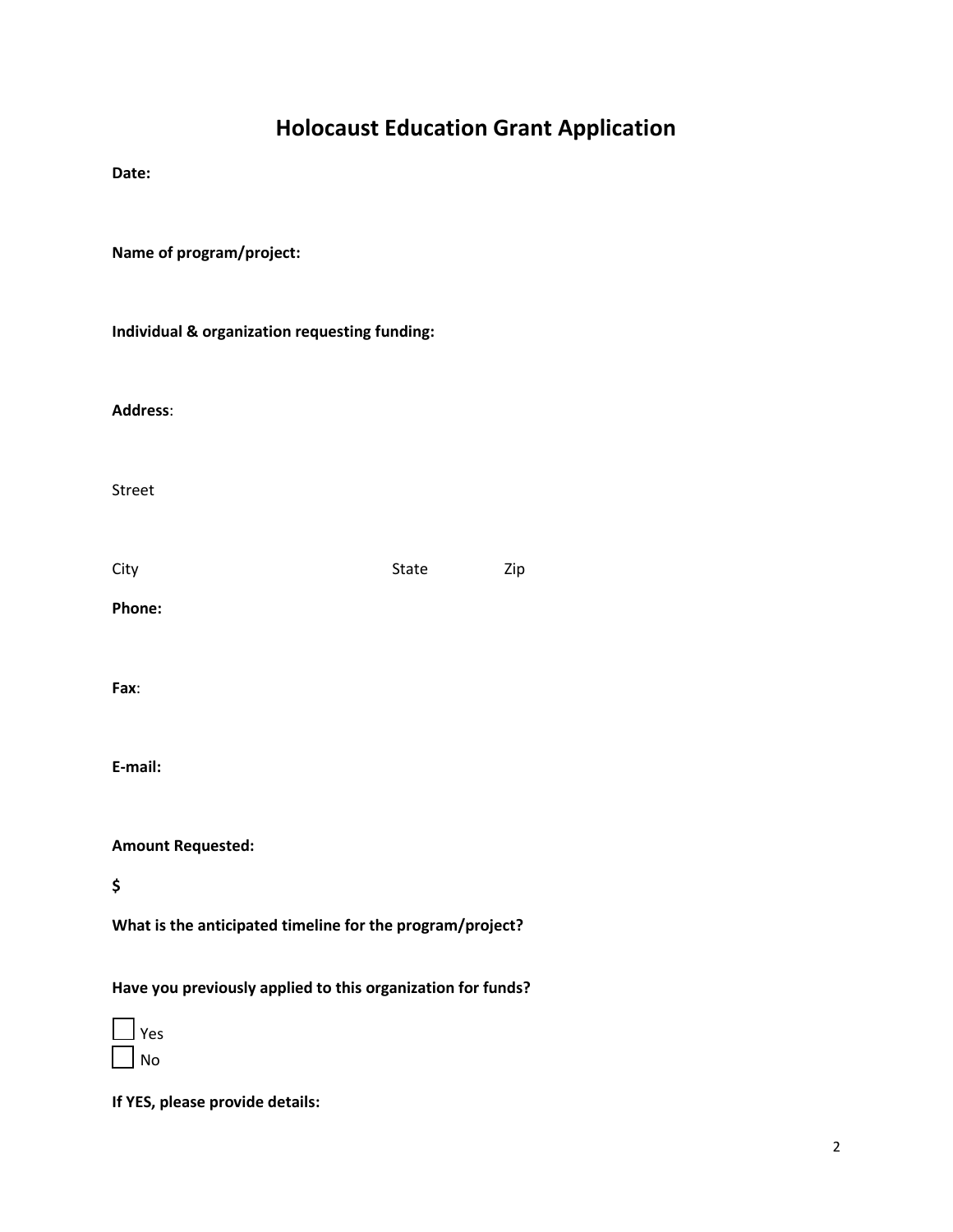# Holocaust Education Grant Application

**Date:**

**Name of program/project:**

**Individual & organization requesting funding:**

**Address**:

Street

City State Zip

**Phone:**

**Fax**:

**E-mail:**

**Amount Requested:**

**$**

**What is the anticipated timeline for the program/project?**

**Have you previously applied to this organization for funds?**

☐ Yes
☐ No

**If YES, please provide details:**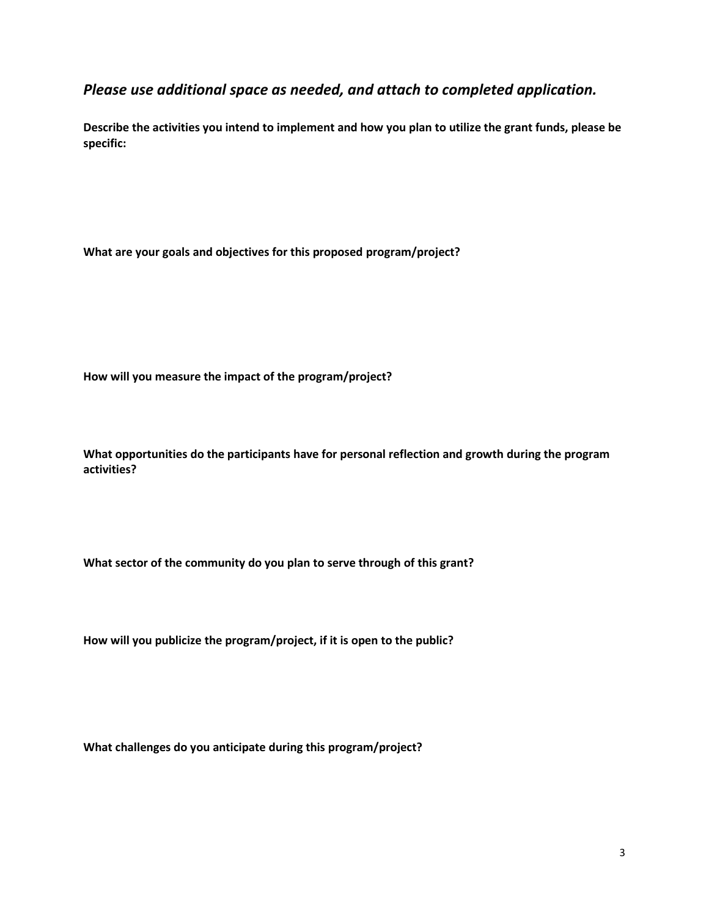*Please use additional space as needed, and attach to completed application.*

**Describe the activities you intend to implement and how you plan to utilize the grant funds, please be specific:**

**What are your goals and objectives for this proposed program/project?**

**How will you measure the impact of the program/project?**

**What opportunities do the participants have for personal reflection and growth during the program activities?**

**What sector of the community do you plan to serve through of this grant?**

**How will you publicize the program/project, if it is open to the public?**

**What challenges do you anticipate during this program/project?**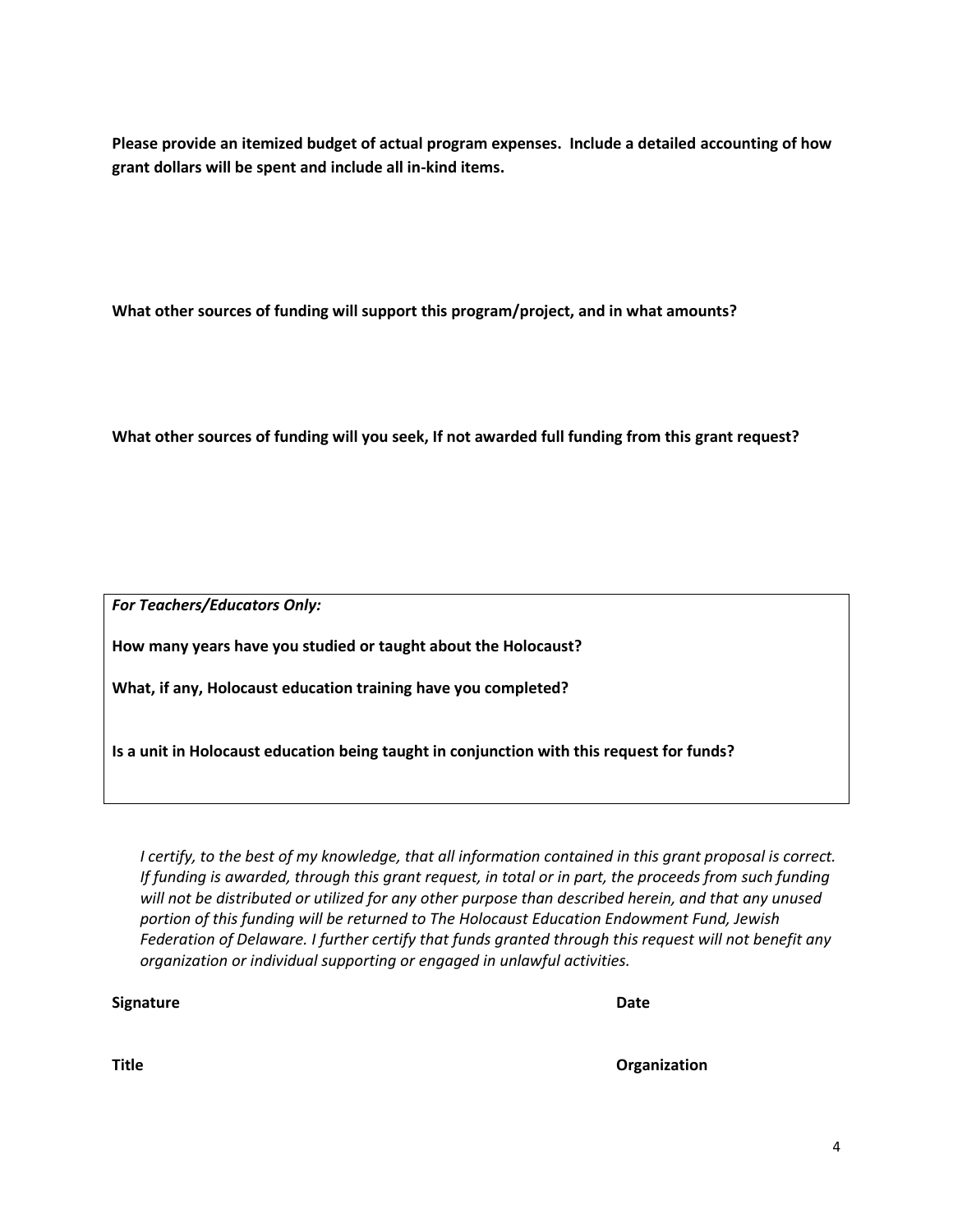**Please provide an itemized budget of actual program expenses. Include a detailed accounting of how grant dollars will be spent and include all in-kind items.**

**What other sources of funding will support this program/project, and in what amounts?**

**What other sources of funding will you seek, If not awarded full funding from this grant request?**

***For Teachers/Educators Only:***

**How many years have you studied or taught about the Holocaust?**

**What, if any, Holocaust education training have you completed?**

**Is a unit in Holocaust education being taught in conjunction with this request for funds?**

*I certify, to the best of my knowledge, that all information contained in this grant proposal is correct. If funding is awarded, through this grant request, in total or in part, the proceeds from such funding will not be distributed or utilized for any other purpose than described herein, and that any unused portion of this funding will be returned to The Holocaust Education Endowment Fund, Jewish Federation of Delaware. I further certify that funds granted through this request will not benefit any organization or individual supporting or engaged in unlawful activities.*

**Signature** **Date**

**Title** **Organization**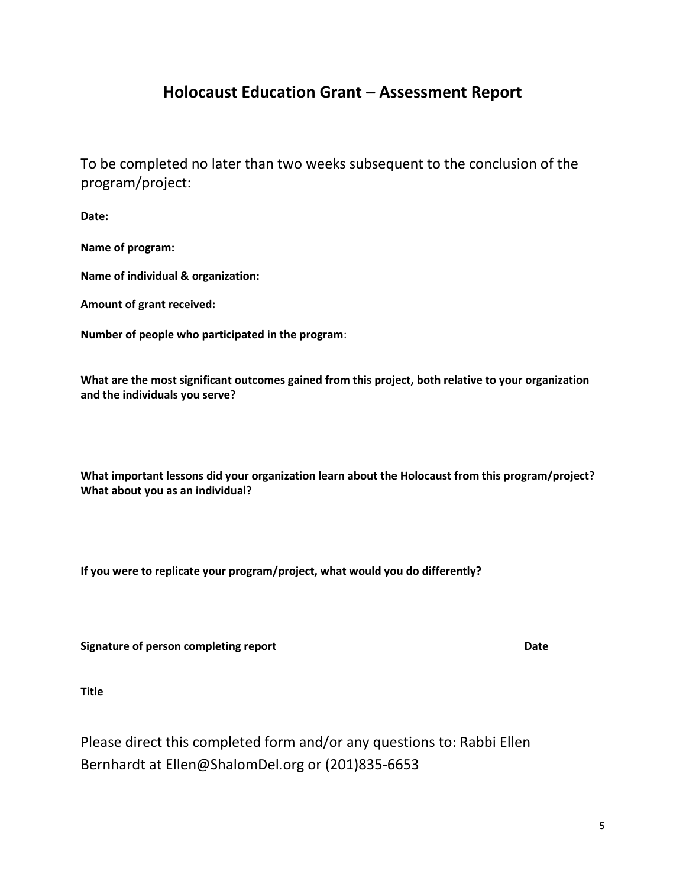## Holocaust Education Grant – Assessment Report

To be completed no later than two weeks subsequent to the conclusion of the program/project:

**Date:**

**Name of program:**

**Name of individual & organization:**

**Amount of grant received:**

**Number of people who participated in the program**:

**What are the most significant outcomes gained from this project, both relative to your organization and the individuals you serve?**

**What important lessons did your organization learn about the Holocaust from this program/project? What about you as an individual?**

**If you were to replicate your program/project, what would you do differently?**

**Signature of person completing report** **Date**

**Title**

Please direct this completed form and/or any questions to: Rabbi Ellen Bernhardt at Ellen@ShalomDel.org or (201)835-6653